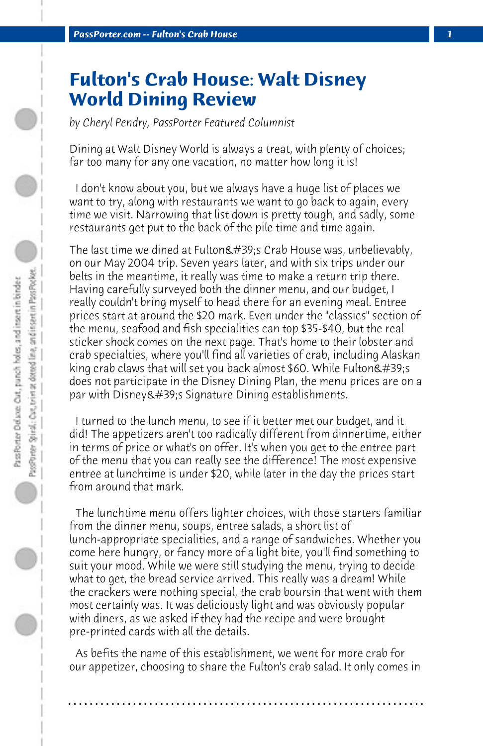# Fulton's Crab House: Walt Disney World Dining Review

*by Cheryl Pendry, PassPorter Featured Columnist*

Dining at Walt Disney World is always a treat, with plenty of choices; far too many for any one vacation, no matter how long it is!

I don't know about you, but we always have a huge list of places we want to try, along with restaurants we want to go back to again, every time we visit. Narrowing that list down is pretty tough, and sadly, some restaurants get put to the back of the pile time and time again.

The last time we dined at Fulton&#39;s Crab House was, unbelievably, on our May 2004 trip. Seven years later, and with six trips under our belts in the meantime, it really was time to make a return trip there. Having carefully surveyed both the dinner menu, and our budget, I really couldn't bring myself to head there for an evening meal. Entree prices start at around the $20 mark. Even under the "classics" section of the menu, seafood and fish specialities can top $35-$40, but the real sticker shock comes on the next page. That's home to their lobster and crab specialties, where you'll find all varieties of crab, including Alaskan king crab claws that will set you back almost $60. While Fulton&#39;s does not participate in the Disney Dining Plan, the menu prices are on a par with Disney&#39;s Signature Dining establishments.

I turned to the lunch menu, to see if it better met our budget, and it did! The appetizers aren't too radically different from dinnertime, either in terms of price or what's on offer. It's when you get to the entree part of the menu that you can really see the difference! The most expensive entree at lunchtime is under $20, while later in the day the prices start from around that mark.

The lunchtime menu offers lighter choices, with those starters familiar from the dinner menu, soups, entree salads, a short list of lunch-appropriate specialities, and a range of sandwiches. Whether you come here hungry, or fancy more of a light bite, you'll find something to suit your mood. While we were still studying the menu, trying to decide what to get, the bread service arrived. This really was a dream! While the crackers were nothing special, the crab boursin that went with them most certainly was. It was deliciously light and was obviously popular with diners, as we asked if they had the recipe and were brought pre-printed cards with all the details.

As befits the name of this establishment, we went for more crab for our appetizer, choosing to share the Fulton's crab salad. It only comes in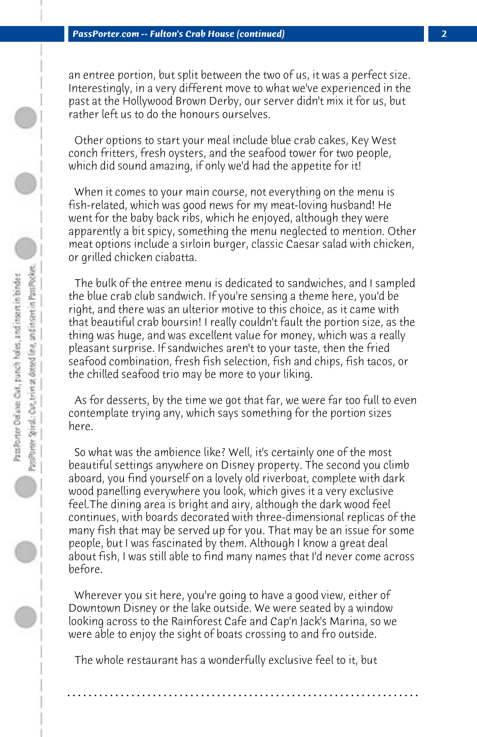an entree portion, but split between the two of us, it was a perfect size. Interestingly, in a very different move to what we've experienced in the past at the Hollywood Brown Derby, our server didn't mix it for us, but rather left us to do the honours ourselves.

Other options to start your meal include blue crab cakes, Key West conch fritters, fresh oysters, and the seafood tower for two people, which did sound amazing, if only we'd had the appetite for it!

When it comes to your main course, not everything on the menu is fish-related, which was good news for my meat-loving husband! He went for the baby back ribs, which he enjoyed, although they were apparently a bit spicy, something the menu neglected to mention. Other meat options include a sirloin burger, classic Caesar salad with chicken, or grilled chicken ciabatta.

The bulk of the entree menu is dedicated to sandwiches, and I sampled the blue crab club sandwich. If you're sensing a theme here, you'd be right, and there was an ulterior motive to this choice, as it came with that beautiful crab boursin! I really couldn't fault the portion size, as the thing was huge, and was excellent value for money, which was a really pleasant surprise. If sandwiches aren't to your taste, then the fried seafood combination, fresh fish selection, fish and chips, fish tacos, or the chilled seafood trio may be more to your liking.

As for desserts, by the time we got that far, we were far too full to even contemplate trying any, which says something for the portion sizes here.

So what was the ambience like? Well, it's certainly one of the most beautiful settings anywhere on Disney property. The second you climb aboard, you find yourself on a lovely old riverboat, complete with dark wood panelling everywhere you look, which gives it a very exclusive feel.The dining area is bright and airy, although the dark wood feel continues, with boards decorated with three-dimensional replicas of the many fish that may be served up for you. That may be an issue for some people, but I was fascinated by them. Although I know a great deal about fish, I was still able to find many names that I'd never come across before.

Wherever you sit here, you're going to have a good view, either of Downtown Disney or the lake outside. We were seated by a window looking across to the Rainforest Cafe and Cap'n Jack's Marina, so we were able to enjoy the sight of boats crossing to and fro outside.

The whole restaurant has a wonderfully exclusive feel to it, but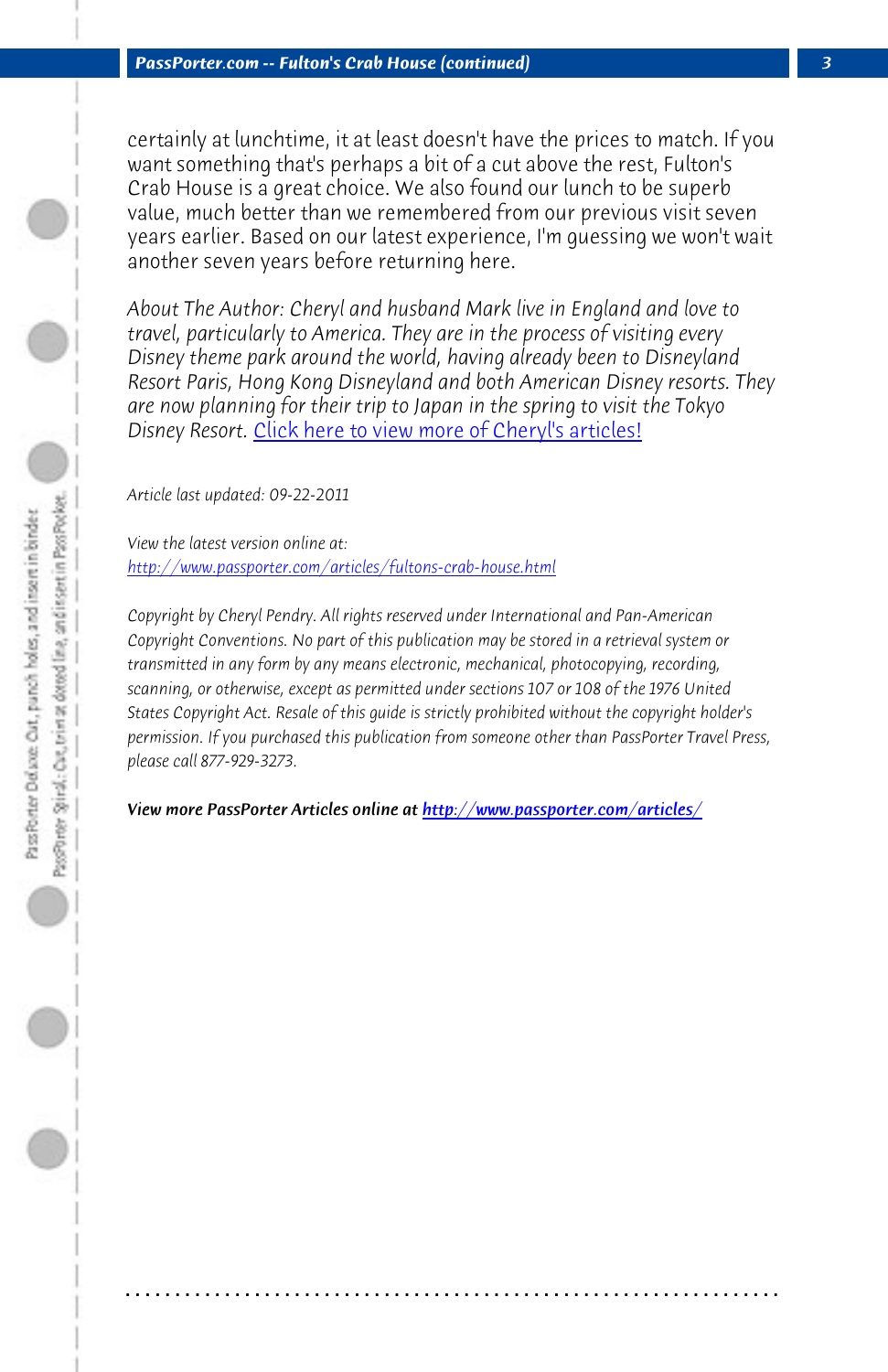certainly at lunchtime, it at least doesn't have the prices to match. If you want something that's perhaps a bit of a cut above the rest, Fulton's Crab House is a great choice. We also found our lunch to be superb value, much better than we remembered from our previous visit seven years earlier. Based on our latest experience, I'm guessing we won't wait another seven years before returning here.

*About The Author: Cheryl and husband Mark live in England and love to travel, particularly to America. They are in the process of visiting every Disney theme park around the world, having already been to Disneyland Resort Paris, Hong Kong Disneyland and both American Disney resorts. They are now planning for their trip to Japan in the spring to visit the Tokyo Disney Resort.* Click here to view more of Cheryl's articles!

*Article last updated: 09-22-2011*

*View the latest version online at:*
*http://www.passporter.com/articles/fultons-crab-house.html*

*Copyright by Cheryl Pendry. All rights reserved under International and Pan-American Copyright Conventions. No part of this publication may be stored in a retrieval system or transmitted in any form by any means electronic, mechanical, photocopying, recording, scanning, or otherwise, except as permitted under sections 107 or 108 of the 1976 United States Copyright Act. Resale of this guide is strictly prohibited without the copyright holder's permission. If you purchased this publication from someone other than PassPorter Travel Press, please call 877-929-3273.*

***View more PassPorter Articles online at http://www.passporter.com/articles/***